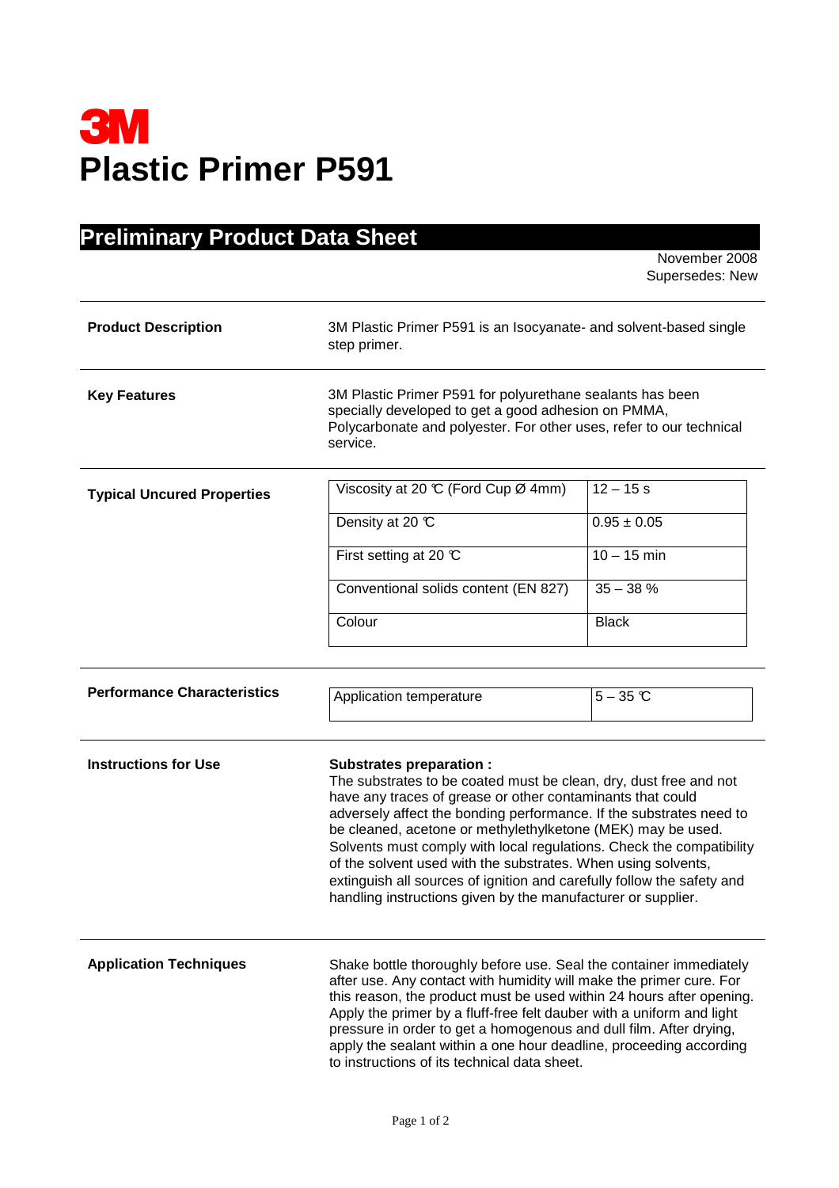# 3M
# Plastic Primer P591

## Preliminary Product Data Sheet

November 2008
Supersedes: New

---

**Product Description**

3M Plastic Primer P591 is an Isocyanate- and solvent-based single step primer.

---

**Key Features**

3M Plastic Primer P591 for polyurethane sealants has been specially developed to get a good adhesion on PMMA, Polycarbonate and polyester. For other uses, refer to our technical service.

---

**Typical Uncured Properties**

| Property | Value |
|---|---|
| Viscosity at 20 °C (Ford Cup Ø 4mm) | 12 – 15 s |
| Density at 20 °C | 0.95 ± 0.05 |
| First setting at 20 °C | 10 – 15 min |
| Conventional solids content (EN 827) | 35 – 38 % |
| Colour | Black |

---

**Performance Characteristics**

| Property | Value |
|---|---|
| Application temperature | 5 – 35 °C |

---

**Instructions for Use**

**Substrates preparation :**
The substrates to be coated must be clean, dry, dust free and not have any traces of grease or other contaminants that could adversely affect the bonding performance. If the substrates need to be cleaned, acetone or methylethylketone (MEK) may be used. Solvents must comply with local regulations. Check the compatibility of the solvent used with the substrates. When using solvents, extinguish all sources of ignition and carefully follow the safety and handling instructions given by the manufacturer or supplier.

---

**Application Techniques**

Shake bottle thoroughly before use. Seal the container immediately after use. Any contact with humidity will make the primer cure. For this reason, the product must be used within 24 hours after opening. Apply the primer by a fluff-free felt dauber with a uniform and light pressure in order to get a homogenous and dull film. After drying, apply the sealant within a one hour deadline, proceeding according to instructions of its technical data sheet.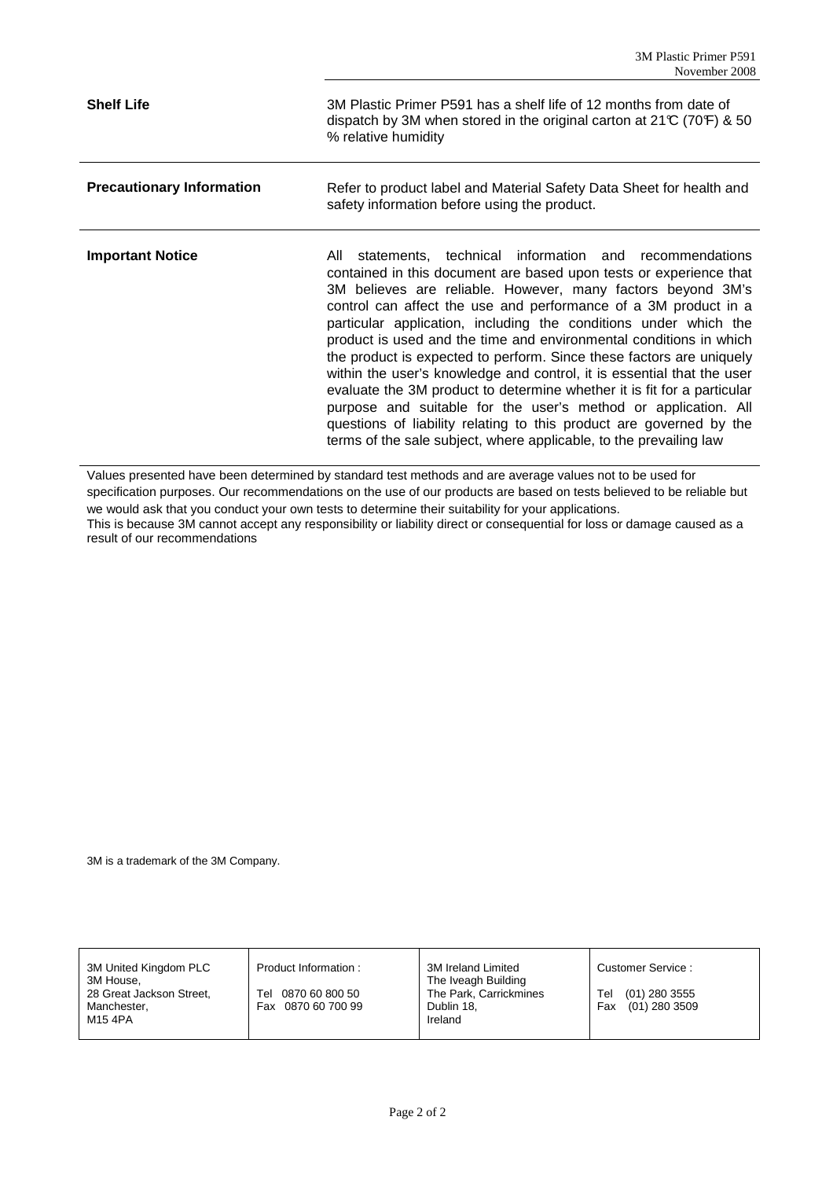| | |
|---|---|
| **Shelf Life** | 3M Plastic Primer P591 has a shelf life of 12 months from date of dispatch by 3M when stored in the original carton at 21°C (70°F) & 50 % relative humidity |
| **Precautionary Information** | Refer to product label and Material Safety Data Sheet for health and safety information before using the product. |
| **Important Notice** | All statements, technical information and recommendations contained in this document are based upon tests or experience that 3M believes are reliable. However, many factors beyond 3M's control can affect the use and performance of a 3M product in a particular application, including the conditions under which the product is used and the time and environmental conditions in which the product is expected to perform. Since these factors are uniquely within the user's knowledge and control, it is essential that the user evaluate the 3M product to determine whether it is fit for a particular purpose and suitable for the user's method or application. All questions of liability relating to this product are governed by the terms of the sale subject, where applicable, to the prevailing law |

Values presented have been determined by standard test methods and are average values not to be used for specification purposes. Our recommendations on the use of our products are based on tests believed to be reliable but we would ask that you conduct your own tests to determine their suitability for your applications.
This is because 3M cannot accept any responsibility or liability direct or consequential for loss or damage caused as a result of our recommendations

3M is a trademark of the 3M Company.

| | | | |
|---|---|---|---|
| 3M United Kingdom PLC<br>3M House,<br>28 Great Jackson Street,<br>Manchester,<br>M15 4PA | Product Information :<br><br>Tel 0870 60 800 50<br>Fax 0870 60 700 99 | 3M Ireland Limited<br>The Iveagh Building<br>The Park, Carrickmines<br>Dublin 18,<br>Ireland | Customer Service :<br><br>Tel (01) 280 3555<br>Fax (01) 280 3509 |